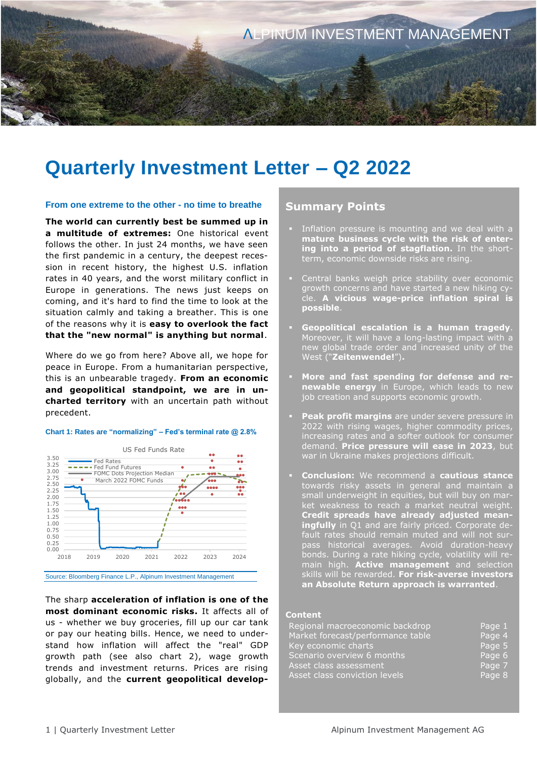# Quarterly Investment Letter – Q2 2022

### From one extreme to the other - no time to breathe

**The world can currently best be summed up in a multitude of extremes:** One historical event follows the other. In just 24 months, we have seen the first pandemic in a century, the deepest recession in recent history, the highest U.S. inflation rates in 40 years, and the worst military conflict in Europe in generations. The news just keeps on coming, and it's hard to find the time to look at the situation calmly and taking a breather. This is one of the reasons why it is **easy to overlook the fact that the "new normal" is anything but normal**.

Where do we go from here? Above all, we hope for peace in Europe. From a humanitarian perspective, this is an unbearable tragedy. **From an economic and geopolitical standpoint, we are in uncharted territory** with an uncertain path without precedent.

**Chart 1: Rates are "normalizing" – Fed's terminal rate @ 2.8%**

Source: Bloomberg Finance L.P., Alpinum Investment Management

The sharp **acceleration of inflation is one of the most dominant economic risks.** It affects all of us - whether we buy groceries, fill up our car tank or pay our heating bills. Hence, we need to understand how inflation will affect the "real" GDP growth path (see also chart 2), wage growth trends and investment returns. Prices are rising globally, and the **current geopolitical develop-**

## Summary Points

- Inflation pressure is mounting and we deal with a **mature business cycle with the risk of entering into a period of stagflation.** In the short-term, economic downside risks are rising.
- Central banks weigh price stability over economic growth concerns and have started a new hiking cycle. **A vicious wage-price inflation spiral is possible**.
- **Geopolitical escalation is a human tragedy**. Moreover, it will have a long-lasting impact with a new global trade order and increased unity of the West ("**Zeitenwende!**").
- **More and fast spending for defense and renewable energy** in Europe, which leads to new job creation and supports economic growth.
- **Peak profit margins** are under severe pressure in 2022 with rising wages, higher commodity prices, increasing rates and a softer outlook for consumer demand. **Price pressure will ease in 2023**, but war in Ukraine makes projections difficult.
- **Conclusion:** We recommend a **cautious stance** towards risky assets in general and maintain a small underweight in equities, but will buy on market weakness to reach a market neutral weight. **Credit spreads have already adjusted meaningfully** in Q1 and are fairly priced. Corporate default rates should remain muted and will not surpass historical averages. Avoid duration-heavy bonds. During a rate hiking cycle, volatility will remain high. **Active management** and selection skills will be rewarded. **For risk-averse investors an Absolute Return approach is warranted**.

### Content

| | |
|---|---|
| Regional macroeconomic backdrop | Page 1 |
| Market forecast/performance table | Page 4 |
| Key economic charts | Page 5 |
| Scenario overview 6 months | Page 6 |
| Asset class assessment | Page 7 |
| Asset class conviction levels | Page 8 |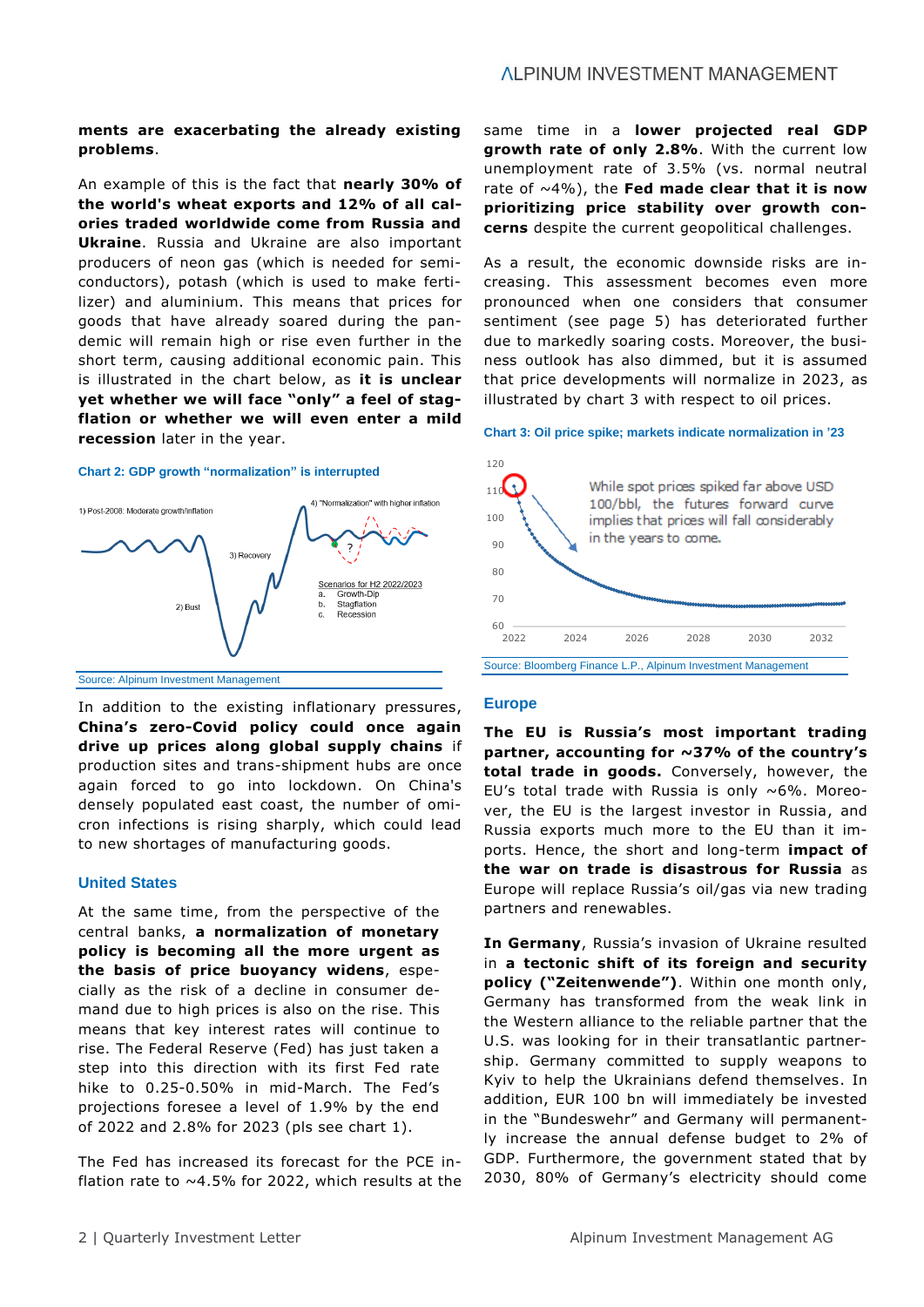**ments are exacerbating the already existing problems**.

An example of this is the fact that **nearly 30% of the world's wheat exports and 12% of all calories traded worldwide come from Russia and Ukraine**. Russia and Ukraine are also important producers of neon gas (which is needed for semiconductors), potash (which is used to make fertilizer) and aluminium. This means that prices for goods that have already soared during the pandemic will remain high or rise even further in the short term, causing additional economic pain. This is illustrated in the chart below, as **it is unclear yet whether we will face "only" a feel of stagflation or whether we will even enter a mild recession** later in the year.

**Chart 2: GDP growth "normalization" is interrupted**

1) Post-2008: Moderate growth/inflation
2) Bust
3) Recovery
4) "Normalization" with higher inflation

Scenarios for H2 2022/2023
a. Growth-Dip
b. Stagflation
c. Recession

Source: Alpinum Investment Management

In addition to the existing inflationary pressures, **China's zero-Covid policy could once again drive up prices along global supply chains** if production sites and trans-shipment hubs are once again forced to go into lockdown. On China's densely populated east coast, the number of omicron infections is rising sharply, which could lead to new shortages of manufacturing goods.

## United States

At the same time, from the perspective of the central banks, **a normalization of monetary policy is becoming all the more urgent as the basis of price buoyancy widens**, especially as the risk of a decline in consumer demand due to high prices is also on the rise. This means that key interest rates will continue to rise. The Federal Reserve (Fed) has just taken a step into this direction with its first Fed rate hike to 0.25-0.50% in mid-March. The Fed's projections foresee a level of 1.9% by the end of 2022 and 2.8% for 2023 (pls see chart 1).

The Fed has increased its forecast for the PCE inflation rate to ~4.5% for 2022, which results at the same time in a **lower projected real GDP growth rate of only 2.8%**. With the current low unemployment rate of 3.5% (vs. normal neutral rate of ~4%), the **Fed made clear that it is now prioritizing price stability over growth concerns** despite the current geopolitical challenges.

As a result, the economic downside risks are increasing. This assessment becomes even more pronounced when one considers that consumer sentiment (see page 5) has deteriorated further due to markedly soaring costs. Moreover, the business outlook has also dimmed, but it is assumed that price developments will normalize in 2023, as illustrated by chart 3 with respect to oil prices.

**Chart 3: Oil price spike; markets indicate normalization in '23**

While spot prices spiked far above USD 100/bbl, the futures forward curve implies that prices will fall considerably in the years to come.

Source: Bloomberg Finance L.P., Alpinum Investment Management

## Europe

**The EU is Russia's most important trading partner, accounting for ~37% of the country's total trade in goods.** Conversely, however, the EU's total trade with Russia is only ~6%. Moreover, the EU is the largest investor in Russia, and Russia exports much more to the EU than it imports. Hence, the short and long-term **impact of the war on trade is disastrous for Russia** as Europe will replace Russia's oil/gas via new trading partners and renewables.

**In Germany**, Russia's invasion of Ukraine resulted in **a tectonic shift of its foreign and security policy ("Zeitenwende")**. Within one month only, Germany has transformed from the weak link in the Western alliance to the reliable partner that the U.S. was looking for in their transatlantic partnership. Germany committed to supply weapons to Kyiv to help the Ukrainians defend themselves. In addition, EUR 100 bn will immediately be invested in the "Bundeswehr" and Germany will permanently increase the annual defense budget to 2% of GDP. Furthermore, the government stated that by 2030, 80% of Germany's electricity should come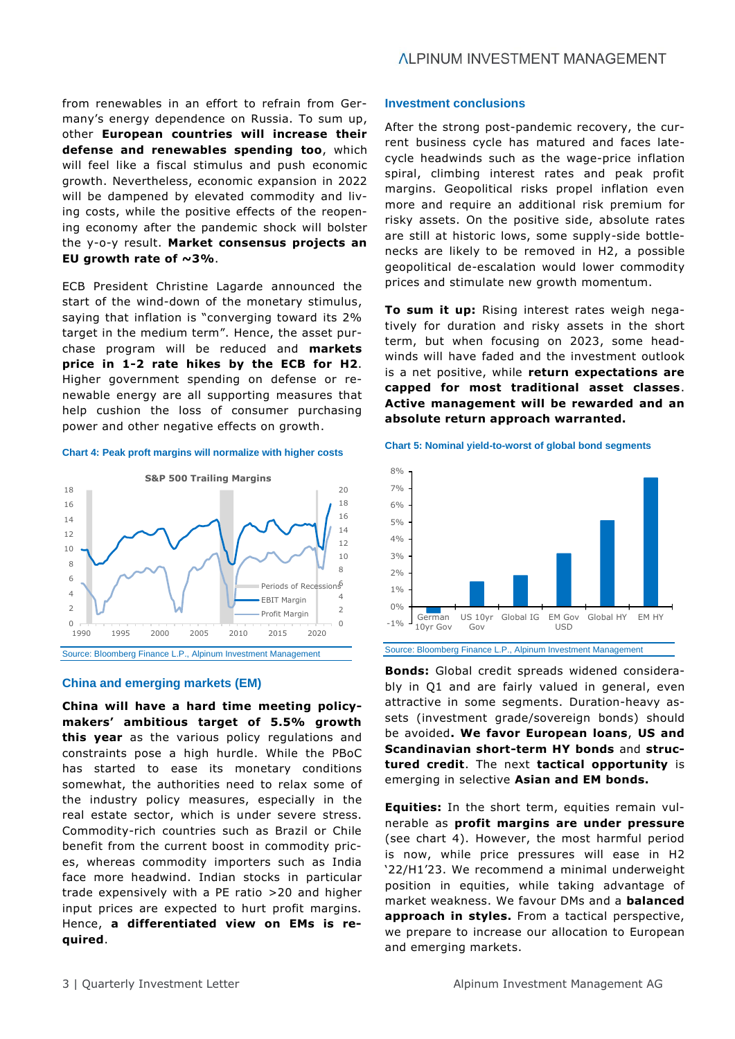from renewables in an effort to refrain from Germany's energy dependence on Russia. To sum up, other **European countries will increase their defense and renewables spending too**, which will feel like a fiscal stimulus and push economic growth. Nevertheless, economic expansion in 2022 will be dampened by elevated commodity and living costs, while the positive effects of the reopening economy after the pandemic shock will bolster the y-o-y result. **Market consensus projects an EU growth rate of ~3%**.

ECB President Christine Lagarde announced the start of the wind-down of the monetary stimulus, saying that inflation is "converging toward its 2% target in the medium term". Hence, the asset purchase program will be reduced and **markets price in 1-2 rate hikes by the ECB for H2**. Higher government spending on defense or renewable energy are all supporting measures that help cushion the loss of consumer purchasing power and other negative effects on growth.

**Chart 4: Peak proft margins will normalize with higher costs**

Source: Bloomberg Finance L.P., Alpinum Investment Management

## China and emerging markets (EM)

**China will have a hard time meeting policymakers' ambitious target of 5.5% growth this year** as the various policy regulations and constraints pose a high hurdle. While the PBoC has started to ease its monetary conditions somewhat, the authorities need to relax some of the industry policy measures, especially in the real estate sector, which is under severe stress. Commodity-rich countries such as Brazil or Chile benefit from the current boost in commodity prices, whereas commodity importers such as India face more headwind. Indian stocks in particular trade expensively with a PE ratio >20 and higher input prices are expected to hurt profit margins. Hence, **a differentiated view on EMs is required**.

## Investment conclusions

After the strong post-pandemic recovery, the current business cycle has matured and faces late-cycle headwinds such as the wage-price inflation spiral, climbing interest rates and peak profit margins. Geopolitical risks propel inflation even more and require an additional risk premium for risky assets. On the positive side, absolute rates are still at historic lows, some supply-side bottlenecks are likely to be removed in H2, a possible geopolitical de-escalation would lower commodity prices and stimulate new growth momentum.

**To sum it up:** Rising interest rates weigh negatively for duration and risky assets in the short term, but when focusing on 2023, some headwinds will have faded and the investment outlook is a net positive, while **return expectations are capped for most traditional asset classes**. **Active management will be rewarded and an absolute return approach warranted.**

**Chart 5: Nominal yield-to-worst of global bond segments**

Source: Bloomberg Finance L.P., Alpinum Investment Management

**Bonds:** Global credit spreads widened considerably in Q1 and are fairly valued in general, even attractive in some segments. Duration-heavy assets (investment grade/sovereign bonds) should be avoided**. We favor European loans**, **US and Scandinavian short-term HY bonds** and **structured credit**. The next **tactical opportunity** is emerging in selective **Asian and EM bonds.**

**Equities:** In the short term, equities remain vulnerable as **profit margins are under pressure** (see chart 4). However, the most harmful period is now, while price pressures will ease in H2 '22/H1'23. We recommend a minimal underweight position in equities, while taking advantage of market weakness. We favour DMs and a **balanced approach in styles.** From a tactical perspective, we prepare to increase our allocation to European and emerging markets.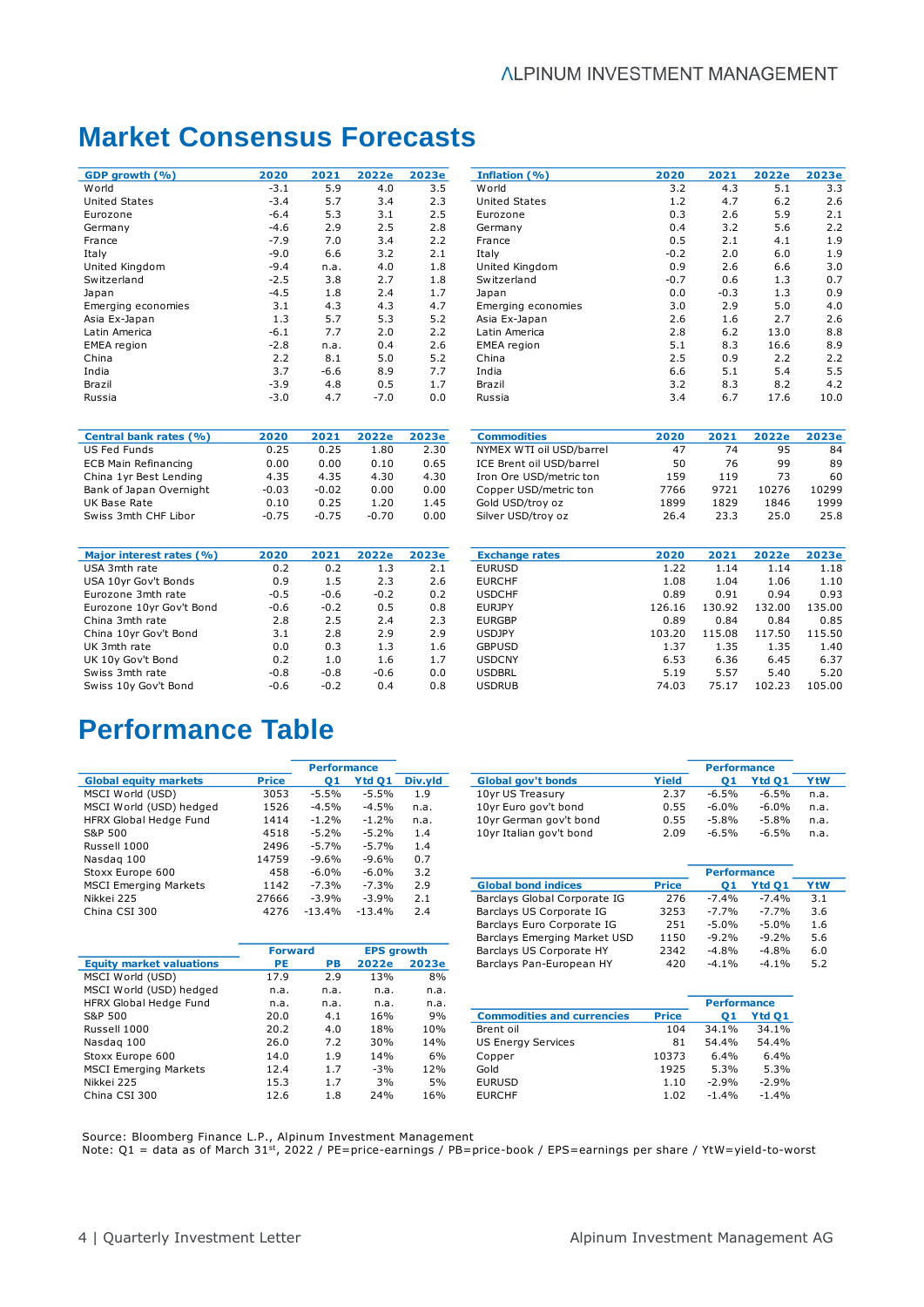# Market Consensus Forecasts

| GDP growth (%) | 2020 | 2021 | 2022e | 2023e |
|---|---|---|---|---|
| World | -3.1 | 5.9 | 4.0 | 3.5 |
| United States | -3.4 | 5.7 | 3.4 | 2.3 |
| Eurozone | -6.4 | 5.3 | 3.1 | 2.5 |
| Germany | -4.6 | 2.9 | 2.5 | 2.8 |
| France | -7.9 | 7.0 | 3.4 | 2.2 |
| Italy | -9.0 | 6.6 | 3.2 | 2.1 |
| United Kingdom | -9.4 | n.a. | 4.0 | 1.8 |
| Switzerland | -2.5 | 3.8 | 2.7 | 1.8 |
| Japan | -4.5 | 1.8 | 2.4 | 1.7 |
| Emerging economies | 3.1 | 4.3 | 4.3 | 4.7 |
| Asia Ex-Japan | 1.3 | 5.7 | 5.3 | 5.2 |
| Latin America | -6.1 | 7.7 | 2.0 | 2.2 |
| EMEA region | -2.8 | n.a. | 0.4 | 2.6 |
| China | 2.2 | 8.1 | 5.0 | 5.2 |
| India | 3.7 | -6.6 | 8.9 | 7.7 |
| Brazil | -3.9 | 4.8 | 0.5 | 1.7 |
| Russia | -3.0 | 4.7 | -7.0 | 0.0 |

| Inflation (%) | 2020 | 2021 | 2022e | 2023e |
|---|---|---|---|---|
| World | 3.2 | 4.3 | 5.1 | 3.3 |
| United States | 1.2 | 4.7 | 6.2 | 2.6 |
| Eurozone | 0.3 | 2.6 | 5.9 | 2.1 |
| Germany | 0.4 | 3.2 | 5.6 | 2.2 |
| France | 0.5 | 2.1 | 4.1 | 1.9 |
| Italy | -0.2 | 2.0 | 6.0 | 1.9 |
| United Kingdom | 0.9 | 2.6 | 6.6 | 3.0 |
| Switzerland | -0.7 | 0.6 | 1.3 | 0.7 |
| Japan | 0.0 | -0.3 | 1.3 | 0.9 |
| Emerging economies | 3.0 | 2.9 | 5.0 | 4.0 |
| Asia Ex-Japan | 2.6 | 1.6 | 2.7 | 2.6 |
| Latin America | 2.8 | 6.2 | 13.0 | 8.8 |
| EMEA region | 5.1 | 8.3 | 16.6 | 8.9 |
| China | 2.5 | 0.9 | 2.2 | 2.2 |
| India | 6.6 | 5.1 | 5.4 | 5.5 |
| Brazil | 3.2 | 8.3 | 8.2 | 4.2 |
| Russia | 3.4 | 6.7 | 17.6 | 10.0 |

| Central bank rates (%) | 2020 | 2021 | 2022e | 2023e |
|---|---|---|---|---|
| US Fed Funds | 0.25 | 0.25 | 1.80 | 2.30 |
| ECB Main Refinancing | 0.00 | 0.00 | 0.10 | 0.65 |
| China 1yr Best Lending | 4.35 | 4.35 | 4.30 | 4.30 |
| Bank of Japan Overnight | -0.03 | -0.02 | 0.00 | 0.00 |
| UK Base Rate | 0.10 | 0.25 | 1.20 | 1.45 |
| Swiss 3mth CHF Libor | -0.75 | -0.75 | -0.70 | 0.00 |

| Commodities | 2020 | 2021 | 2022e | 2023e |
|---|---|---|---|---|
| NYMEX WTI oil USD/barrel | 47 | 74 | 95 | 84 |
| ICE Brent oil USD/barrel | 50 | 76 | 99 | 89 |
| Iron Ore USD/metric ton | 159 | 119 | 73 | 60 |
| Copper USD/metric ton | 7766 | 9721 | 10276 | 10299 |
| Gold USD/troy oz | 1899 | 1829 | 1846 | 1999 |
| Silver USD/troy oz | 26.4 | 23.3 | 25.0 | 25.8 |

| Major interest rates (%) | 2020 | 2021 | 2022e | 2023e |
|---|---|---|---|---|
| USA 3mth rate | 0.2 | 0.2 | 1.3 | 2.1 |
| USA 10yr Gov't Bonds | 0.9 | 1.5 | 2.3 | 2.6 |
| Eurozone 3mth rate | -0.5 | -0.6 | -0.2 | 0.2 |
| Eurozone 10yr Gov't Bond | -0.6 | -0.2 | 0.5 | 0.8 |
| China 3mth rate | 2.8 | 2.5 | 2.4 | 2.3 |
| China 10yr Gov't Bond | 3.1 | 2.8 | 2.9 | 2.9 |
| UK 3mth rate | 0.0 | 0.3 | 1.3 | 1.6 |
| UK 10y Gov't Bond | 0.2 | 1.0 | 1.6 | 1.7 |
| Swiss 3mth rate | -0.8 | -0.8 | -0.6 | 0.0 |
| Swiss 10y Gov't Bond | -0.6 | -0.2 | 0.4 | 0.8 |

| Exchange rates | 2020 | 2021 | 2022e | 2023e |
|---|---|---|---|---|
| EURUSD | 1.22 | 1.14 | 1.14 | 1.18 |
| EURCHF | 1.08 | 1.04 | 1.06 | 1.10 |
| USDCHF | 0.89 | 0.91 | 0.94 | 0.93 |
| EURJPY | 126.16 | 130.92 | 132.00 | 135.00 |
| EURGBP | 0.89 | 0.84 | 0.84 | 0.85 |
| USDJPY | 103.20 | 115.08 | 117.50 | 115.50 |
| GBPUSD | 1.37 | 1.35 | 1.35 | 1.40 |
| USDCNY | 6.53 | 6.36 | 6.45 | 6.37 |
| USDBRL | 5.19 | 5.57 | 5.40 | 5.20 |
| USDRUB | 74.03 | 75.17 | 102.23 | 105.00 |

# Performance Table

| | | Performance | | |
|---|---|---|---|---|
| Global equity markets | Price | Q1 | Ytd Q1 | Div.yld |
| MSCI World (USD) | 3053 | -5.5% | -5.5% | 1.9 |
| MSCI World (USD) hedged | 1526 | -4.5% | -4.5% | n.a. |
| HFRX Global Hedge Fund | 1414 | -1.2% | -1.2% | n.a. |
| S&P 500 | 4518 | -5.2% | -5.2% | 1.4 |
| Russell 1000 | 2496 | -5.7% | -5.7% | 1.4 |
| Nasdaq 100 | 14759 | -9.6% | -9.6% | 0.7 |
| Stoxx Europe 600 | 458 | -6.0% | -6.0% | 3.2 |
| MSCI Emerging Markets | 1142 | -7.3% | -7.3% | 2.9 |
| Nikkei 225 | 27666 | -3.9% | -3.9% | 2.1 |
| China CSI 300 | 4276 | -13.4% | -13.4% | 2.4 |

| | Forward | | EPS growth | |
|---|---|---|---|---|
| Equity market valuations | PE | PB | 2022e | 2023e |
| MSCI World (USD) | 17.9 | 2.9 | 13% | 8% |
| MSCI World (USD) hedged | n.a. | n.a. | n.a. | n.a. |
| HFRX Global Hedge Fund | n.a. | n.a. | n.a. | n.a. |
| S&P 500 | 20.0 | 4.1 | 16% | 9% |
| Russell 1000 | 20.2 | 4.0 | 18% | 10% |
| Nasdaq 100 | 26.0 | 7.2 | 30% | 14% |
| Stoxx Europe 600 | 14.0 | 1.9 | 14% | 6% |
| MSCI Emerging Markets | 12.4 | 1.7 | -3% | 12% |
| Nikkei 225 | 15.3 | 1.7 | 3% | 5% |
| China CSI 300 | 12.6 | 1.8 | 24% | 16% |

| | | Performance | | |
|---|---|---|---|---|
| Global gov't bonds | Yield | Q1 | Ytd Q1 | YtW |
| 10yr US Treasury | 2.37 | -6.5% | -6.5% | n.a. |
| 10yr Euro gov't bond | 0.55 | -6.0% | -6.0% | n.a. |
| 10yr German gov't bond | 0.55 | -5.8% | -5.8% | n.a. |
| 10yr Italian gov't bond | 2.09 | -6.5% | -6.5% | n.a. |

| | | Performance | | |
|---|---|---|---|---|
| Global bond indices | Price | Q1 | Ytd Q1 | YtW |
| Barclays Global Corporate IG | 276 | -7.4% | -7.4% | 3.1 |
| Barclays US Corporate IG | 3253 | -7.7% | -7.7% | 3.6 |
| Barclays Euro Corporate IG | 251 | -5.0% | -5.0% | 1.6 |
| Barclays Emerging Market USD | 1150 | -9.2% | -9.2% | 5.6 |
| Barclays US Corporate HY | 2342 | -4.8% | -4.8% | 6.0 |
| Barclays Pan-European HY | 420 | -4.1% | -4.1% | 5.2 |

| | | Performance | |
|---|---|---|---|
| Commodities and currencies | Price | Q1 | Ytd Q1 |
| Brent oil | 104 | 34.1% | 34.1% |
| US Energy Services | 81 | 54.4% | 54.4% |
| Copper | 10373 | 6.4% | 6.4% |
| Gold | 1925 | 5.3% | 5.3% |
| EURUSD | 1.10 | -2.9% | -2.9% |
| EURCHF | 1.02 | -1.4% | -1.4% |

Source: Bloomberg Finance L.P., Alpinum Investment Management
Note: Q1 = data as of March 31st, 2022 / PE=price-earnings / PB=price-book / EPS=earnings per share / YtW=yield-to-worst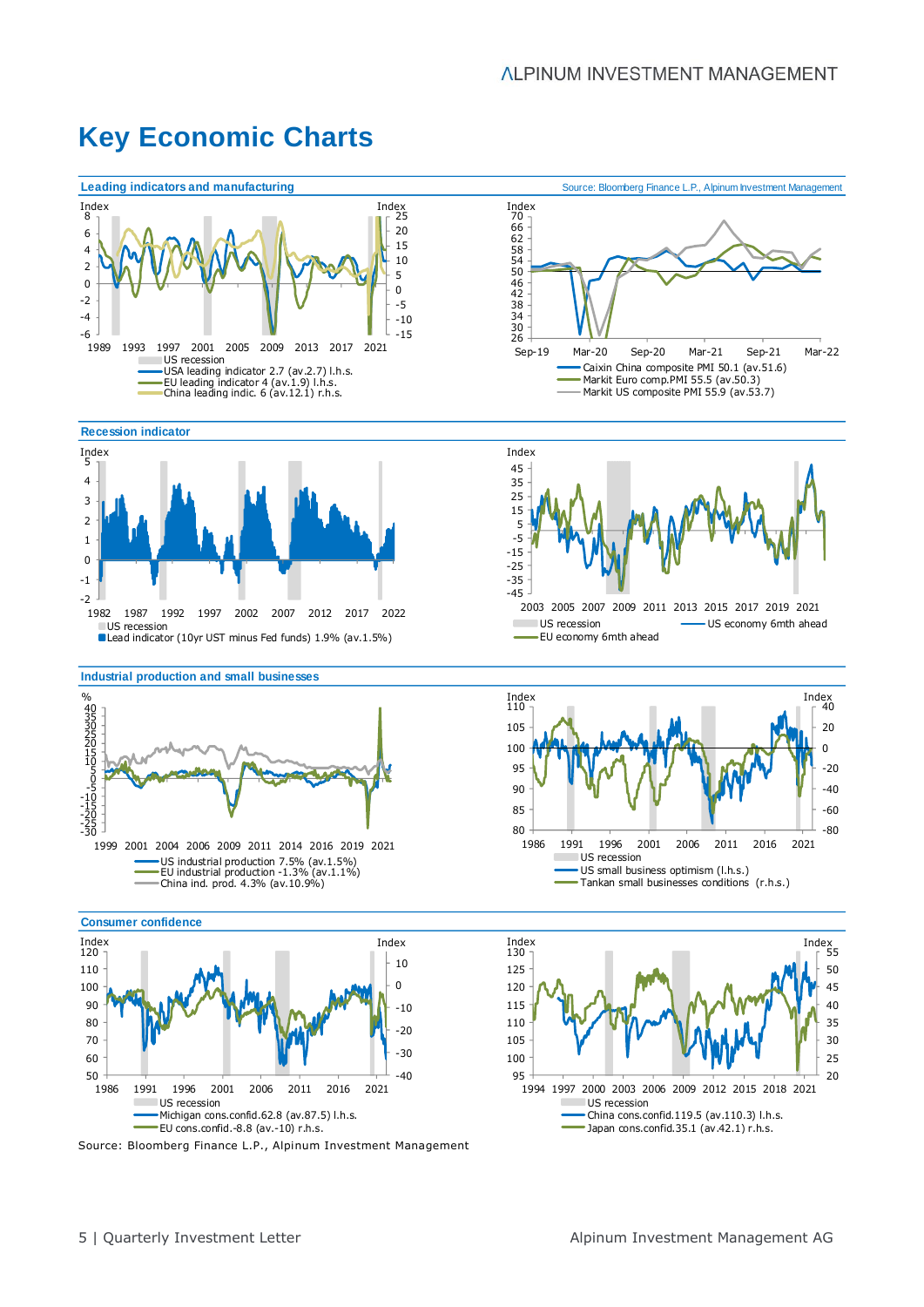# Key Economic Charts

## Leading indicators and manufacturing

Source: Bloomberg Finance L.P., Alpinum Investment Management

US recession
USA leading indicator 2.7 (av.2.7) l.h.s.
EU leading indicator 4 (av.1.9) l.h.s.
China leading indic. 6 (av.12.1) r.h.s.

Caixin China composite PMI 50.1 (av.51.6)
Markit Euro comp.PMI 55.5 (av.50.3)
Markit US composite PMI 55.9 (av.53.7)

## Recession indicator

US recession
Lead indicator (10yr UST minus Fed funds) 1.9% (av.1.5%)

US recession
US economy 6mth ahead
EU economy 6mth ahead

## Industrial production and small businesses

US industrial production 7.5% (av.1.5%)
EU industrial production -1.3% (av.1.1%)
China ind. prod. 4.3% (av.10.9%)

US recession
US small business optimism (l.h.s.)
Tankan small businesses conditions (r.h.s.)

## Consumer confidence

US recession
Michigan cons.confid.62.8 (av.87.5) l.h.s.
EU cons.confid.-8.8 (av.-10) r.h.s.

US recession
China cons.confid.119.5 (av.110.3) l.h.s.
Japan cons.confid.35.1 (av.42.1) r.h.s.

Source: Bloomberg Finance L.P., Alpinum Investment Management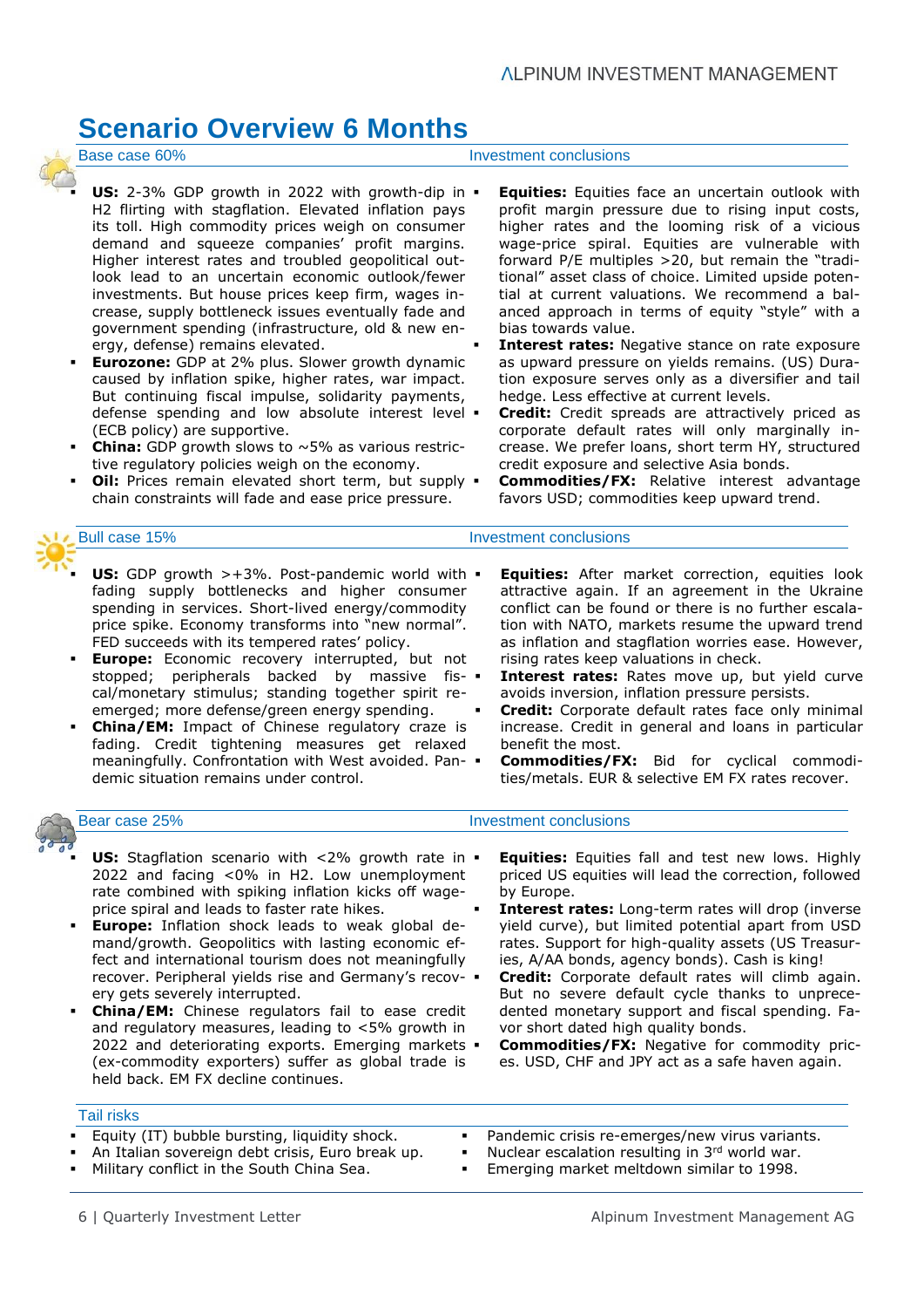# Scenario Overview 6 Months

## Base case 60%

- **US:** 2-3% GDP growth in 2022 with growth-dip in H2 flirting with stagflation. Elevated inflation pays its toll. High commodity prices weigh on consumer demand and squeeze companies' profit margins. Higher interest rates and troubled geopolitical outlook lead to an uncertain economic outlook/fewer investments. But house prices keep firm, wages increase, supply bottleneck issues eventually fade and government spending (infrastructure, old & new energy, defense) remains elevated.
- **Eurozone:** GDP at 2% plus. Slower growth dynamic caused by inflation spike, higher rates, war impact. But continuing fiscal impulse, solidarity payments, defense spending and low absolute interest level (ECB policy) are supportive.
- **China:** GDP growth slows to ~5% as various restrictive regulatory policies weigh on the economy.
- **Oil:** Prices remain elevated short term, but supply chain constraints will fade and ease price pressure.

### Investment conclusions

- **Equities:** Equities face an uncertain outlook with profit margin pressure due to rising input costs, higher rates and the looming risk of a vicious wage-price spiral. Equities are vulnerable with forward P/E multiples >20, but remain the "traditional" asset class of choice. Limited upside potential at current valuations. We recommend a balanced approach in terms of equity "style" with a bias towards value.
- **Interest rates:** Negative stance on rate exposure as upward pressure on yields remains. (US) Duration exposure serves only as a diversifier and tail hedge. Less effective at current levels.
- **Credit:** Credit spreads are attractively priced as corporate default rates will only marginally increase. We prefer loans, short term HY, structured credit exposure and selective Asia bonds.
- **Commodities/FX:** Relative interest advantage favors USD; commodities keep upward trend.

## Bull case 15%

- **US:** GDP growth >+3%. Post-pandemic world with fading supply bottlenecks and higher consumer spending in services. Short-lived energy/commodity price spike. Economy transforms into "new normal". FED succeeds with its tempered rates' policy.
- **Europe:** Economic recovery interrupted, but not stopped; peripherals backed by massive fiscal/monetary stimulus; standing together spirit reemerged; more defense/green energy spending.
- **China/EM:** Impact of Chinese regulatory craze is fading. Credit tightening measures get relaxed meaningfully. Confrontation with West avoided. Pandemic situation remains under control.

### Investment conclusions

- **Equities:** After market correction, equities look attractive again. If an agreement in the Ukraine conflict can be found or there is no further escalation with NATO, markets resume the upward trend as inflation and stagflation worries ease. However, rising rates keep valuations in check.
- **Interest rates:** Rates move up, but yield curve avoids inversion, inflation pressure persists.
- **Credit:** Corporate default rates face only minimal increase. Credit in general and loans in particular benefit the most.
- **Commodities/FX:** Bid for cyclical commodities/metals. EUR & selective EM FX rates recover.

## Bear case 25%

- **US:** Stagflation scenario with <2% growth rate in 2022 and facing <0% in H2. Low unemployment rate combined with spiking inflation kicks off wage-price spiral and leads to faster rate hikes.
- **Europe:** Inflation shock leads to weak global demand/growth. Geopolitics with lasting economic effect and international tourism does not meaningfully recover. Peripheral yields rise and Germany's recovery gets severely interrupted.
- **China/EM:** Chinese regulators fail to ease credit and regulatory measures, leading to <5% growth in 2022 and deteriorating exports. Emerging markets (ex-commodity exporters) suffer as global trade is held back. EM FX decline continues.

### Investment conclusions

- **Equities:** Equities fall and test new lows. Highly priced US equities will lead the correction, followed by Europe.
- **Interest rates:** Long-term rates will drop (inverse yield curve), but limited potential apart from USD rates. Support for high-quality assets (US Treasuries, A/AA bonds, agency bonds). Cash is king!
- **Credit:** Corporate default rates will climb again. But no severe default cycle thanks to unprecedented monetary support and fiscal spending. Favor short dated high quality bonds.
- **Commodities/FX:** Negative for commodity prices. USD, CHF and JPY act as a safe haven again.

## Tail risks

- Equity (IT) bubble bursting, liquidity shock.
- An Italian sovereign debt crisis, Euro break up.
- Military conflict in the South China Sea.
- Pandemic crisis re-emerges/new virus variants.
- Nuclear escalation resulting in 3rd world war.
- Emerging market meltdown similar to 1998.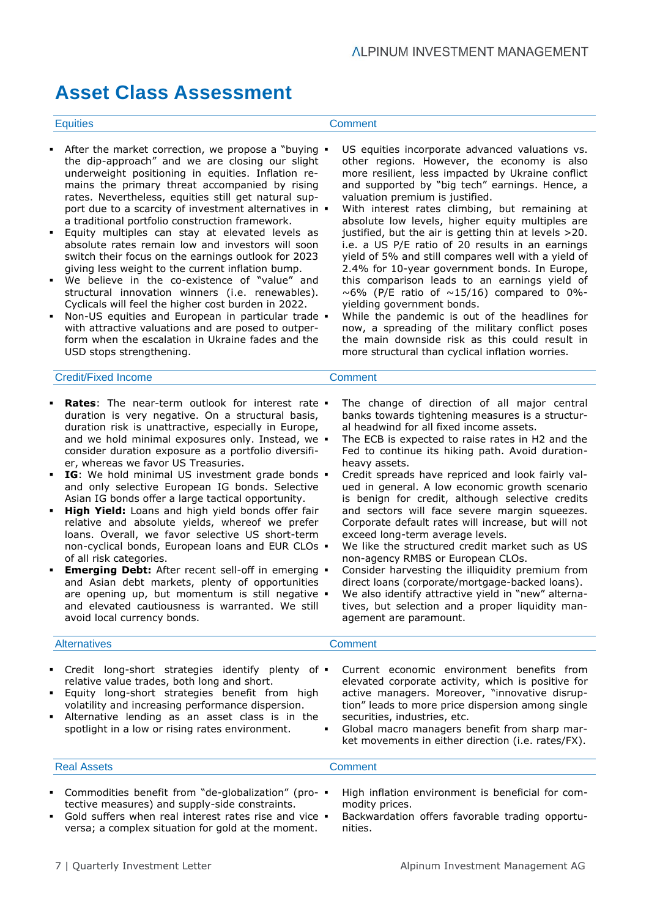# Asset Class Assessment

## Equities

- After the market correction, we propose a "buying the dip-approach" and we are closing our slight underweight positioning in equities. Inflation remains the primary threat accompanied by rising rates. Nevertheless, equities still get natural support due to a scarcity of investment alternatives in a traditional portfolio construction framework.
- Equity multiples can stay at elevated levels as absolute rates remain low and investors will soon switch their focus on the earnings outlook for 2023 giving less weight to the current inflation bump.
- We believe in the co-existence of "value" and structural innovation winners (i.e. renewables). Cyclicals will feel the higher cost burden in 2022.
- Non-US equities and European in particular trade with attractive valuations and are posed to outperform when the escalation in Ukraine fades and the USD stops strengthening.

### Comment

- US equities incorporate advanced valuations vs. other regions. However, the economy is also more resilient, less impacted by Ukraine conflict and supported by "big tech" earnings. Hence, a valuation premium is justified.
- With interest rates climbing, but remaining at absolute low levels, higher equity multiples are justified, but the air is getting thin at levels >20. i.e. a US P/E ratio of 20 results in an earnings yield of 5% and still compares well with a yield of 2.4% for 10-year government bonds. In Europe, this comparison leads to an earnings yield of ~6% (P/E ratio of ~15/16) compared to 0%-yielding government bonds.
- While the pandemic is out of the headlines for now, a spreading of the military conflict poses the main downside risk as this could result in more structural than cyclical inflation worries.

## Credit/Fixed Income

- **Rates**: The near-term outlook for interest rate duration is very negative. On a structural basis, duration risk is unattractive, especially in Europe, and we hold minimal exposures only. Instead, we consider duration exposure as a portfolio diversifier, whereas we favor US Treasuries.
- **IG**: We hold minimal US investment grade bonds and only selective European IG bonds. Selective Asian IG bonds offer a large tactical opportunity.
- **High Yield:** Loans and high yield bonds offer fair relative and absolute yields, whereof we prefer loans. Overall, we favor selective US short-term non-cyclical bonds, European loans and EUR CLOs of all risk categories.
- **Emerging Debt:** After recent sell-off in emerging and Asian debt markets, plenty of opportunities are opening up, but momentum is still negative and elevated cautiousness is warranted. We still avoid local currency bonds.

### Comment

- The change of direction of all major central banks towards tightening measures is a structural headwind for all fixed income assets.
- The ECB is expected to raise rates in H2 and the Fed to continue its hiking path. Avoid duration-heavy assets.
- Credit spreads have repriced and look fairly valued in general. A low economic growth scenario is benign for credit, although selective credits and sectors will face severe margin squeezes. Corporate default rates will increase, but will not exceed long-term average levels.
- We like the structured credit market such as US non-agency RMBS or European CLOs.
- Consider harvesting the illiquidity premium from direct loans (corporate/mortgage-backed loans).
- We also identify attractive yield in "new" alternatives, but selection and a proper liquidity management are paramount.

## Alternatives

- Credit long-short strategies identify plenty of relative value trades, both long and short.
- Equity long-short strategies benefit from high volatility and increasing performance dispersion.
- Alternative lending as an asset class is in the spotlight in a low or rising rates environment.

### Comment

- Current economic environment benefits from elevated corporate activity, which is positive for active managers. Moreover, "innovative disruption" leads to more price dispersion among single securities, industries, etc.
- Global macro managers benefit from sharp market movements in either direction (i.e. rates/FX).

## Real Assets

- Commodities benefit from "de-globalization" (protective measures) and supply-side constraints.
- Gold suffers when real interest rates rise and vice versa; a complex situation for gold at the moment.

### Comment

- High inflation environment is beneficial for commodity prices.
- Backwardation offers favorable trading opportunities.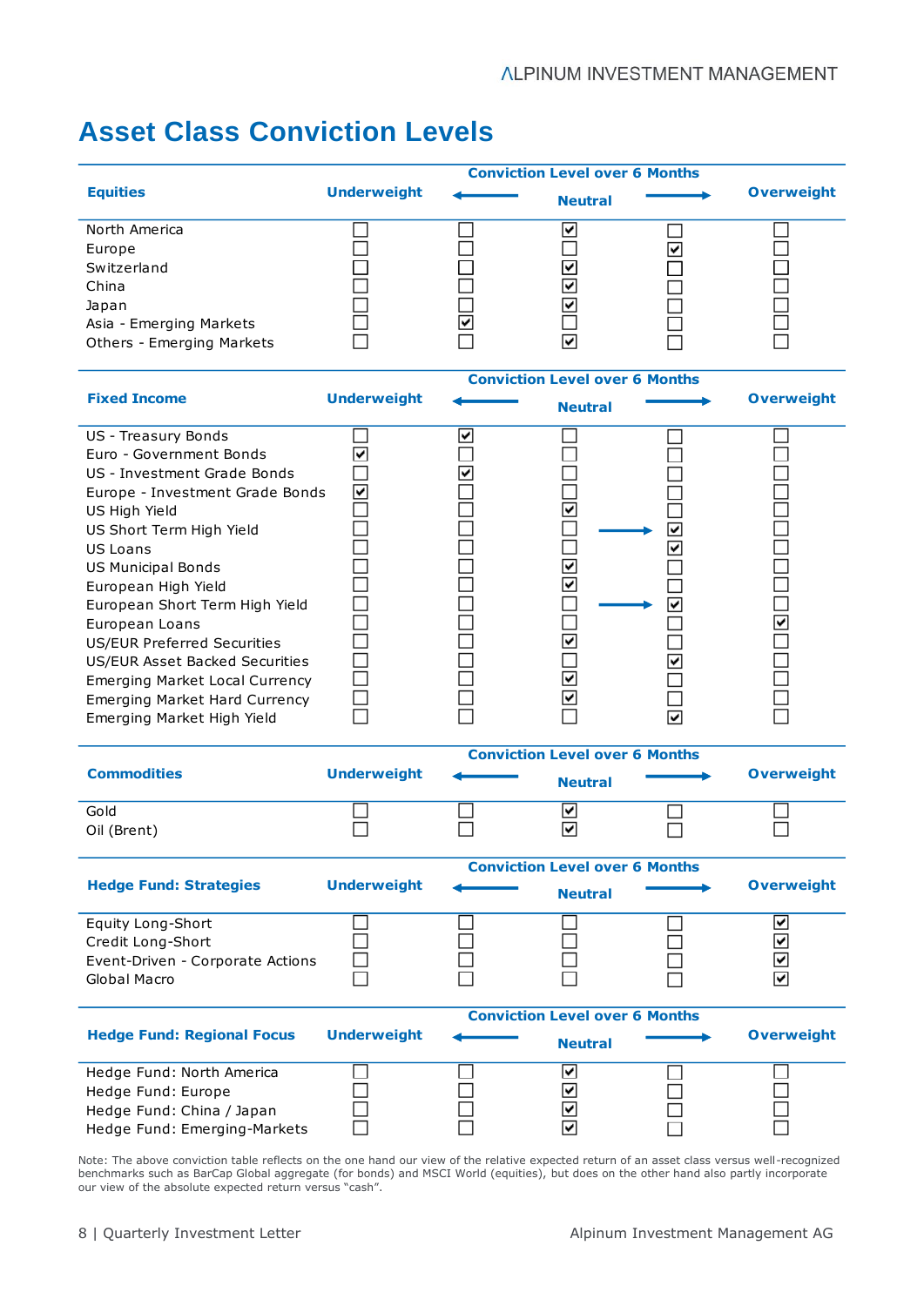# Asset Class Conviction Levels

| Equities | Underweight | ← | Neutral | → | Overweight |
|---|---|---|---|---|---|
| North America | ☐ | ☐ | ☑ | ☐ | ☐ |
| Europe | ☐ | ☐ | ☐ | ☑ | ☐ |
| Switzerland | ☐ | ☐ | ☑ | ☐ | ☐ |
| China | ☐ | ☐ | ☑ | ☐ | ☐ |
| Japan | ☐ | ☐ | ☑ | ☐ | ☐ |
| Asia - Emerging Markets | ☐ | ☑ | ☐ | ☐ | ☐ |
| Others - Emerging Markets | ☐ | ☐ | ☑ | ☐ | ☐ |

| Fixed Income | Underweight | ← | Neutral | → | Overweight |
|---|---|---|---|---|---|
| US - Treasury Bonds | ☐ | ☑ | ☐ | ☐ | ☐ |
| Euro - Government Bonds | ☑ | ☐ | ☐ | ☐ | ☐ |
| US - Investment Grade Bonds | ☐ | ☑ | ☐ | ☐ | ☐ |
| Europe - Investment Grade Bonds | ☑ | ☐ | ☐ | ☐ | ☐ |
| US High Yield | ☐ | ☐ | ☑ | ☐ | ☐ |
| US Short Term High Yield | ☐ | ☐ | ☐ | → ☑ | ☐ |
| US Loans | ☐ | ☐ | ☐ | ☑ | ☐ |
| US Municipal Bonds | ☐ | ☐ | ☑ | ☐ | ☐ |
| European High Yield | ☐ | ☐ | ☑ | ☐ | ☐ |
| European Short Term High Yield | ☐ | ☐ | ☐ | → ☑ | ☐ |
| European Loans | ☐ | ☐ | ☐ | ☐ | ☑ |
| US/EUR Preferred Securities | ☐ | ☐ | ☑ | ☐ | ☐ |
| US/EUR Asset Backed Securities | ☐ | ☐ | ☐ | ☑ | ☐ |
| Emerging Market Local Currency | ☐ | ☐ | ☑ | ☐ | ☐ |
| Emerging Market Hard Currency | ☐ | ☐ | ☑ | ☐ | ☐ |
| Emerging Market High Yield | ☐ | ☐ | ☐ | ☑ | ☐ |

| Commodities | Underweight | ← | Neutral | → | Overweight |
|---|---|---|---|---|---|
| Gold | ☐ | ☐ | ☑ | ☐ | ☐ |
| Oil (Brent) | ☐ | ☐ | ☑ | ☐ | ☐ |

| Hedge Fund: Strategies | Underweight | ← | Neutral | → | Overweight |
|---|---|---|---|---|---|
| Equity Long-Short | ☐ | ☐ | ☐ | ☐ | ☑ |
| Credit Long-Short | ☐ | ☐ | ☐ | ☐ | ☑ |
| Event-Driven - Corporate Actions | ☐ | ☐ | ☐ | ☐ | ☑ |
| Global Macro | ☐ | ☐ | ☐ | ☐ | ☑ |

| Hedge Fund: Regional Focus | Underweight | ← | Neutral | → | Overweight |
|---|---|---|---|---|---|
| Hedge Fund: North America | ☐ | ☐ | ☑ | ☐ | ☐ |
| Hedge Fund: Europe | ☐ | ☐ | ☑ | ☐ | ☐ |
| Hedge Fund: China / Japan | ☐ | ☐ | ☑ | ☐ | ☐ |
| Hedge Fund: Emerging-Markets | ☐ | ☐ | ☑ | ☐ | ☐ |

Conviction Level over 6 Months

Note: The above conviction table reflects on the one hand our view of the relative expected return of an asset class versus well-recognized benchmarks such as BarCap Global aggregate (for bonds) and MSCI World (equities), but does on the other hand also partly incorporate our view of the absolute expected return versus "cash".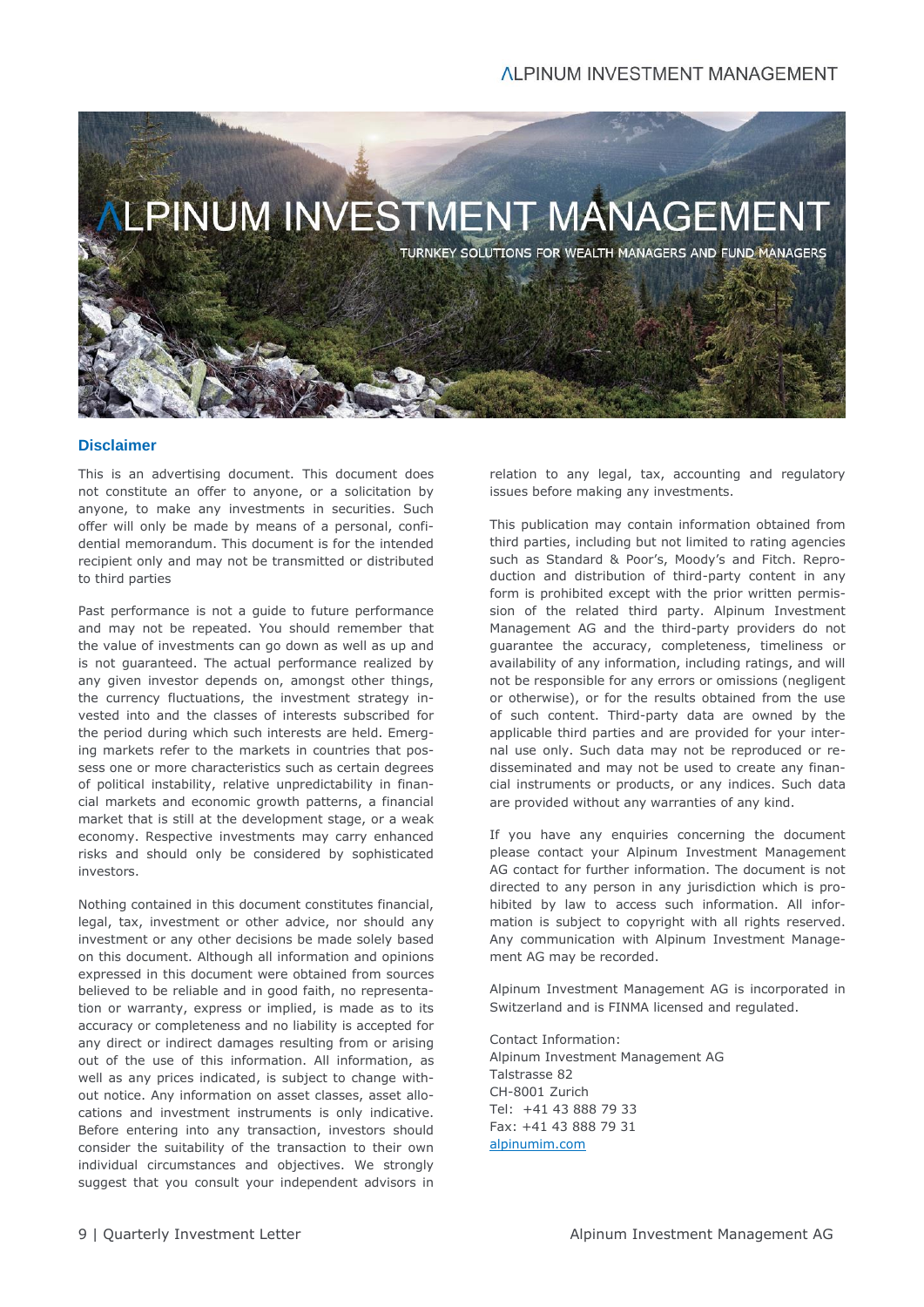# ΛLPINUM INVESTMENT MANAGEMENT

TURNKEY SOLUTIONS FOR WEALTH MANAGERS AND FUND MANAGERS

## Disclaimer

This is an advertising document. This document does not constitute an offer to anyone, or a solicitation by anyone, to make any investments in securities. Such offer will only be made by means of a personal, confidential memorandum. This document is for the intended recipient only and may not be transmitted or distributed to third parties

Past performance is not a guide to future performance and may not be repeated. You should remember that the value of investments can go down as well as up and is not guaranteed. The actual performance realized by any given investor depends on, amongst other things, the currency fluctuations, the investment strategy invested into and the classes of interests subscribed for the period during which such interests are held. Emerging markets refer to the markets in countries that possess one or more characteristics such as certain degrees of political instability, relative unpredictability in financial markets and economic growth patterns, a financial market that is still at the development stage, or a weak economy. Respective investments may carry enhanced risks and should only be considered by sophisticated investors.

Nothing contained in this document constitutes financial, legal, tax, investment or other advice, nor should any investment or any other decisions be made solely based on this document. Although all information and opinions expressed in this document were obtained from sources believed to be reliable and in good faith, no representation or warranty, express or implied, is made as to its accuracy or completeness and no liability is accepted for any direct or indirect damages resulting from or arising out of the use of this information. All information, as well as any prices indicated, is subject to change without notice. Any information on asset classes, asset allocations and investment instruments is only indicative. Before entering into any transaction, investors should consider the suitability of the transaction to their own individual circumstances and objectives. We strongly suggest that you consult your independent advisors in relation to any legal, tax, accounting and regulatory issues before making any investments.

This publication may contain information obtained from third parties, including but not limited to rating agencies such as Standard & Poor's, Moody's and Fitch. Reproduction and distribution of third-party content in any form is prohibited except with the prior written permission of the related third party. Alpinum Investment Management AG and the third-party providers do not guarantee the accuracy, completeness, timeliness or availability of any information, including ratings, and will not be responsible for any errors or omissions (negligent or otherwise), or for the results obtained from the use of such content. Third-party data are owned by the applicable third parties and are provided for your internal use only. Such data may not be reproduced or redisseminated and may not be used to create any financial instruments or products, or any indices. Such data are provided without any warranties of any kind.

If you have any enquiries concerning the document please contact your Alpinum Investment Management AG contact for further information. The document is not directed to any person in any jurisdiction which is prohibited by law to access such information. All information is subject to copyright with all rights reserved. Any communication with Alpinum Investment Management AG may be recorded.

Alpinum Investment Management AG is incorporated in Switzerland and is FINMA licensed and regulated.

Contact Information:
Alpinum Investment Management AG
Talstrasse 82
CH-8001 Zurich
Tel: +41 43 888 79 33
Fax: +41 43 888 79 31
alpinumim.com